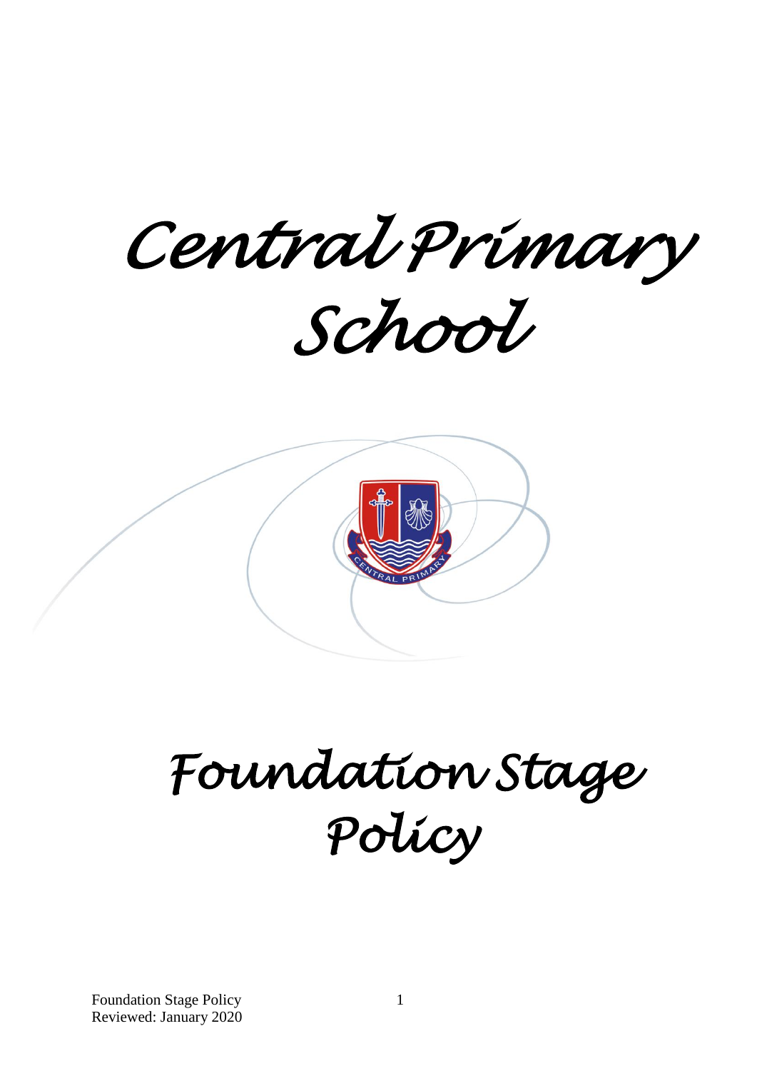# Central Primary School

# Foundation Stage Policy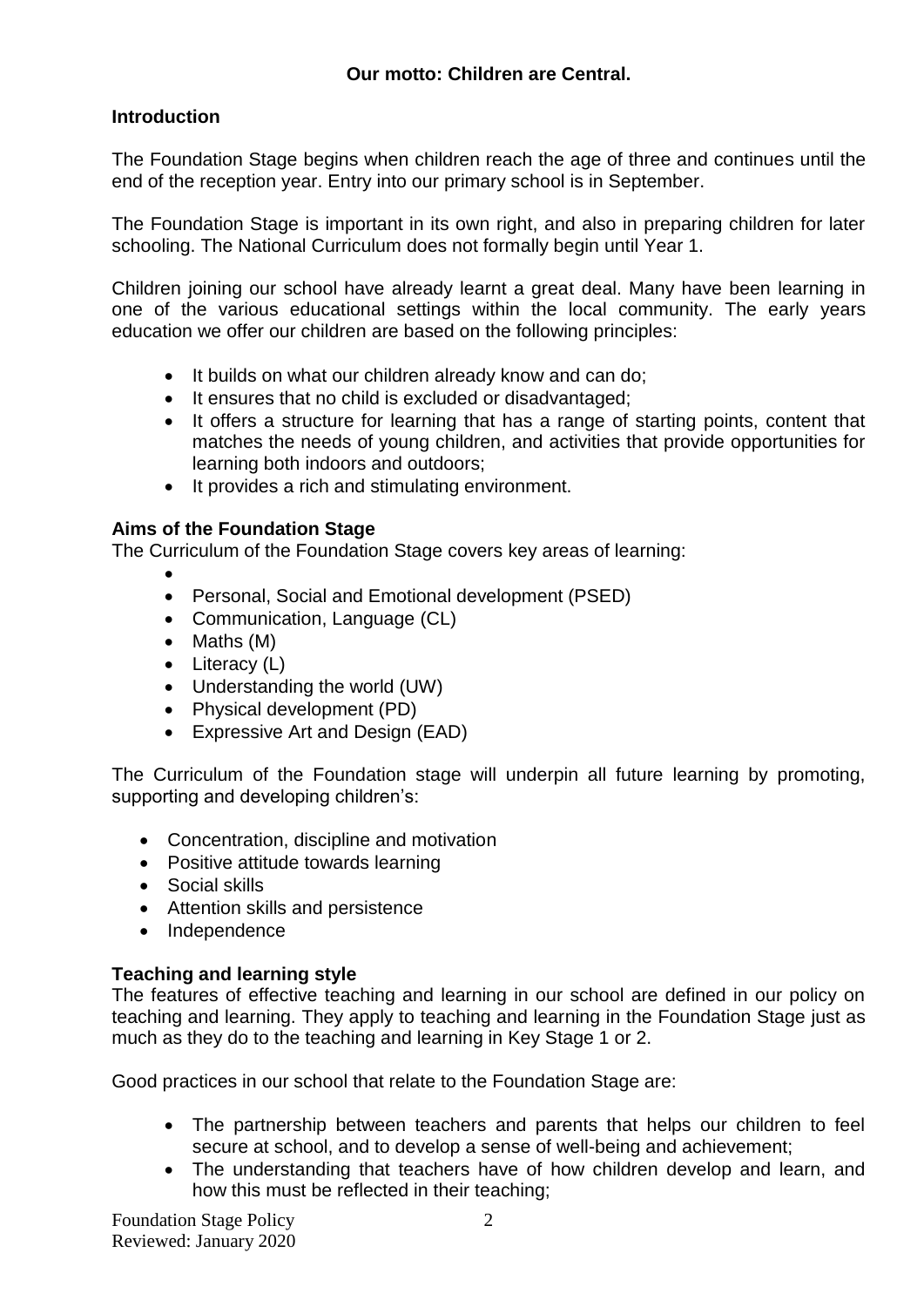**Our motto: Children are Central.**

## Introduction

The Foundation Stage begins when children reach the age of three and continues until the end of the reception year. Entry into our primary school is in September.

The Foundation Stage is important in its own right, and also in preparing children for later schooling. The National Curriculum does not formally begin until Year 1.

Children joining our school have already learnt a great deal. Many have been learning in one of the various educational settings within the local community. The early years education we offer our children are based on the following principles:

- It builds on what our children already know and can do;
- It ensures that no child is excluded or disadvantaged;
- It offers a structure for learning that has a range of starting points, content that matches the needs of young children, and activities that provide opportunities for learning both indoors and outdoors;
- It provides a rich and stimulating environment.

## Aims of the Foundation Stage

The Curriculum of the Foundation Stage covers key areas of learning:

- Personal, Social and Emotional development (PSED)
- Communication, Language (CL)
- Maths (M)
- Literacy (L)
- Understanding the world (UW)
- Physical development (PD)
- Expressive Art and Design (EAD)

The Curriculum of the Foundation stage will underpin all future learning by promoting, supporting and developing children's:

- Concentration, discipline and motivation
- Positive attitude towards learning
- Social skills
- Attention skills and persistence
- Independence

## Teaching and learning style

The features of effective teaching and learning in our school are defined in our policy on teaching and learning. They apply to teaching and learning in the Foundation Stage just as much as they do to the teaching and learning in Key Stage 1 or 2.

Good practices in our school that relate to the Foundation Stage are:

- The partnership between teachers and parents that helps our children to feel secure at school, and to develop a sense of well-being and achievement;
- The understanding that teachers have of how children develop and learn, and how this must be reflected in their teaching;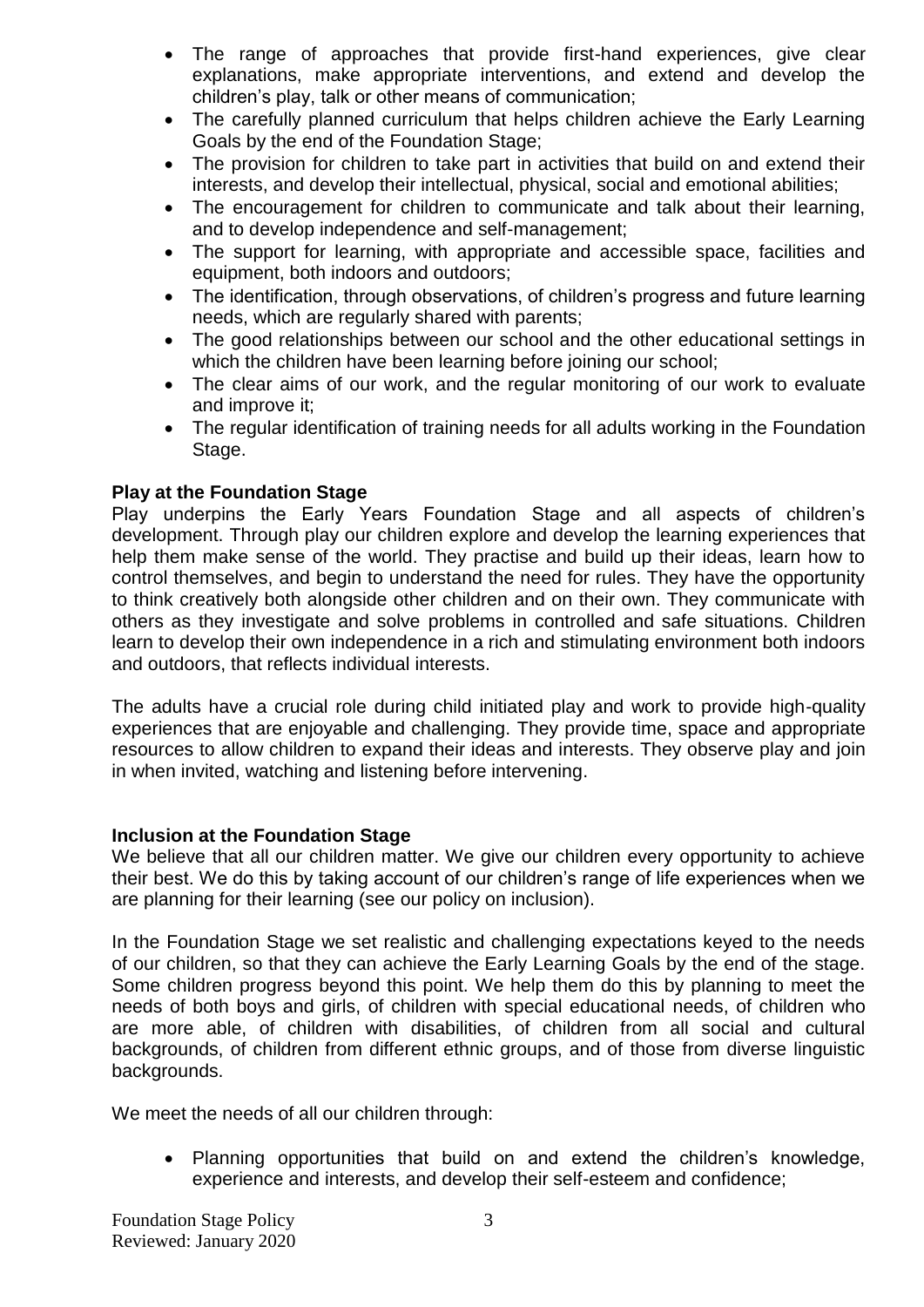- The range of approaches that provide first-hand experiences, give clear explanations, make appropriate interventions, and extend and develop the children's play, talk or other means of communication;
- The carefully planned curriculum that helps children achieve the Early Learning Goals by the end of the Foundation Stage;
- The provision for children to take part in activities that build on and extend their interests, and develop their intellectual, physical, social and emotional abilities;
- The encouragement for children to communicate and talk about their learning, and to develop independence and self-management;
- The support for learning, with appropriate and accessible space, facilities and equipment, both indoors and outdoors;
- The identification, through observations, of children's progress and future learning needs, which are regularly shared with parents;
- The good relationships between our school and the other educational settings in which the children have been learning before joining our school;
- The clear aims of our work, and the regular monitoring of our work to evaluate and improve it;
- The regular identification of training needs for all adults working in the Foundation Stage.

**Play at the Foundation Stage**

Play underpins the Early Years Foundation Stage and all aspects of children's development. Through play our children explore and develop the learning experiences that help them make sense of the world. They practise and build up their ideas, learn how to control themselves, and begin to understand the need for rules. They have the opportunity to think creatively both alongside other children and on their own. They communicate with others as they investigate and solve problems in controlled and safe situations. Children learn to develop their own independence in a rich and stimulating environment both indoors and outdoors, that reflects individual interests.

The adults have a crucial role during child initiated play and work to provide high-quality experiences that are enjoyable and challenging. They provide time, space and appropriate resources to allow children to expand their ideas and interests. They observe play and join in when invited, watching and listening before intervening.

**Inclusion at the Foundation Stage**

We believe that all our children matter. We give our children every opportunity to achieve their best. We do this by taking account of our children's range of life experiences when we are planning for their learning (see our policy on inclusion).

In the Foundation Stage we set realistic and challenging expectations keyed to the needs of our children, so that they can achieve the Early Learning Goals by the end of the stage. Some children progress beyond this point. We help them do this by planning to meet the needs of both boys and girls, of children with special educational needs, of children who are more able, of children with disabilities, of children from all social and cultural backgrounds, of children from different ethnic groups, and of those from diverse linguistic backgrounds.

We meet the needs of all our children through:

- Planning opportunities that build on and extend the children's knowledge, experience and interests, and develop their self-esteem and confidence;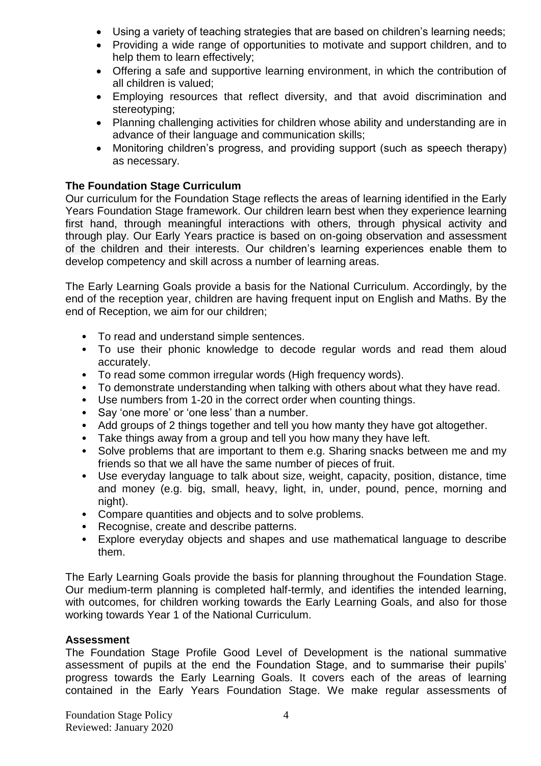- Using a variety of teaching strategies that are based on children's learning needs;
- Providing a wide range of opportunities to motivate and support children, and to help them to learn effectively;
- Offering a safe and supportive learning environment, in which the contribution of all children is valued;
- Employing resources that reflect diversity, and that avoid discrimination and stereotyping;
- Planning challenging activities for children whose ability and understanding are in advance of their language and communication skills;
- Monitoring children's progress, and providing support (such as speech therapy) as necessary.

**The Foundation Stage Curriculum**

Our curriculum for the Foundation Stage reflects the areas of learning identified in the Early Years Foundation Stage framework. Our children learn best when they experience learning first hand, through meaningful interactions with others, through physical activity and through play. Our Early Years practice is based on on-going observation and assessment of the children and their interests. Our children's learning experiences enable them to develop competency and skill across a number of learning areas.

The Early Learning Goals provide a basis for the National Curriculum. Accordingly, by the end of the reception year, children are having frequent input on English and Maths. By the end of Reception, we aim for our children;

- To read and understand simple sentences.
- To use their phonic knowledge to decode regular words and read them aloud accurately.
- To read some common irregular words (High frequency words).
- To demonstrate understanding when talking with others about what they have read.
- Use numbers from 1-20 in the correct order when counting things.
- Say 'one more' or 'one less' than a number.
- Add groups of 2 things together and tell you how manty they have got altogether.
- Take things away from a group and tell you how many they have left.
- Solve problems that are important to them e.g. Sharing snacks between me and my friends so that we all have the same number of pieces of fruit.
- Use everyday language to talk about size, weight, capacity, position, distance, time and money (e.g. big, small, heavy, light, in, under, pound, pence, morning and night).
- Compare quantities and objects and to solve problems.
- Recognise, create and describe patterns.
- Explore everyday objects and shapes and use mathematical language to describe them.

The Early Learning Goals provide the basis for planning throughout the Foundation Stage. Our medium-term planning is completed half-termly, and identifies the intended learning, with outcomes, for children working towards the Early Learning Goals, and also for those working towards Year 1 of the National Curriculum.

**Assessment**

The Foundation Stage Profile Good Level of Development is the national summative assessment of pupils at the end the Foundation Stage, and to summarise their pupils' progress towards the Early Learning Goals. It covers each of the areas of learning contained in the Early Years Foundation Stage. We make regular assessments of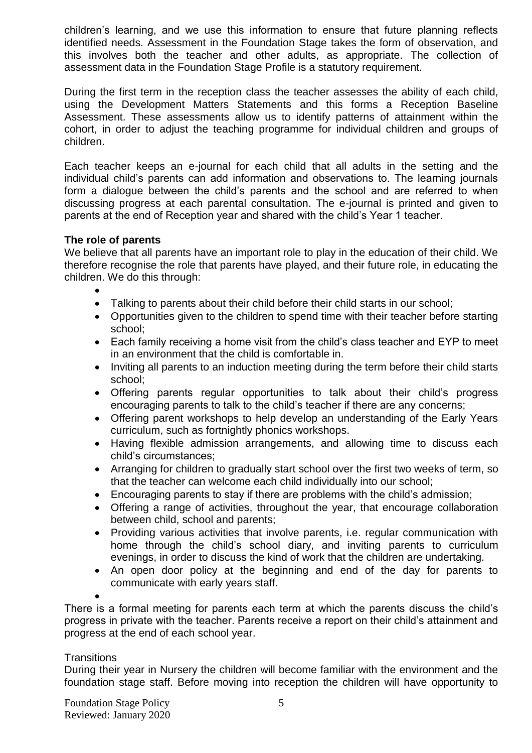children's learning, and we use this information to ensure that future planning reflects identified needs. Assessment in the Foundation Stage takes the form of observation, and this involves both the teacher and other adults, as appropriate. The collection of assessment data in the Foundation Stage Profile is a statutory requirement.

During the first term in the reception class the teacher assesses the ability of each child, using the Development Matters Statements and this forms a Reception Baseline Assessment. These assessments allow us to identify patterns of attainment within the cohort, in order to adjust the teaching programme for individual children and groups of children.

Each teacher keeps an e-journal for each child that all adults in the setting and the individual child's parents can add information and observations to. The learning journals form a dialogue between the child's parents and the school and are referred to when discussing progress at each parental consultation. The e-journal is printed and given to parents at the end of Reception year and shared with the child's Year 1 teacher.

**The role of parents**

We believe that all parents have an important role to play in the education of their child. We therefore recognise the role that parents have played, and their future role, in educating the children. We do this through:

- Talking to parents about their child before their child starts in our school;
- Opportunities given to the children to spend time with their teacher before starting school;
- Each family receiving a home visit from the child's class teacher and EYP to meet in an environment that the child is comfortable in.
- Inviting all parents to an induction meeting during the term before their child starts school;
- Offering parents regular opportunities to talk about their child's progress encouraging parents to talk to the child's teacher if there are any concerns;
- Offering parent workshops to help develop an understanding of the Early Years curriculum, such as fortnightly phonics workshops.
- Having flexible admission arrangements, and allowing time to discuss each child's circumstances;
- Arranging for children to gradually start school over the first two weeks of term, so that the teacher can welcome each child individually into our school;
- Encouraging parents to stay if there are problems with the child's admission;
- Offering a range of activities, throughout the year, that encourage collaboration between child, school and parents;
- Providing various activities that involve parents, i.e. regular communication with home through the child's school diary, and inviting parents to curriculum evenings, in order to discuss the kind of work that the children are undertaking.
- An open door policy at the beginning and end of the day for parents to communicate with early years staff.

There is a formal meeting for parents each term at which the parents discuss the child's progress in private with the teacher. Parents receive a report on their child's attainment and progress at the end of each school year.

Transitions

During their year in Nursery the children will become familiar with the environment and the foundation stage staff. Before moving into reception the children will have opportunity to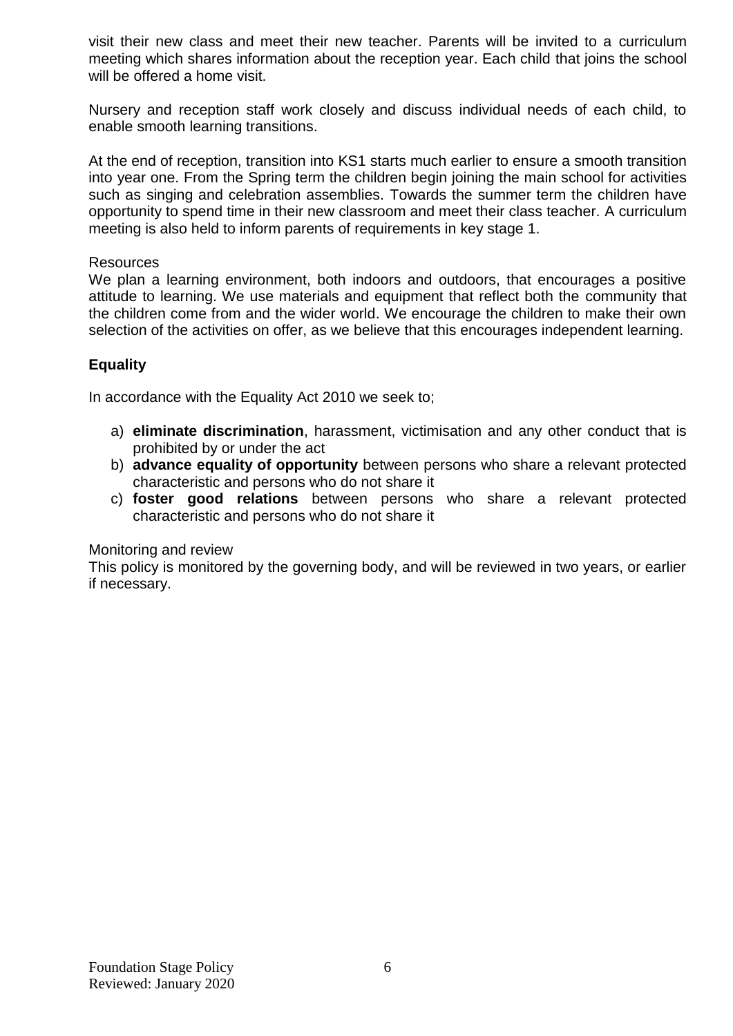visit their new class and meet their new teacher. Parents will be invited to a curriculum meeting which shares information about the reception year. Each child that joins the school will be offered a home visit.

Nursery and reception staff work closely and discuss individual needs of each child, to enable smooth learning transitions.

At the end of reception, transition into KS1 starts much earlier to ensure a smooth transition into year one. From the Spring term the children begin joining the main school for activities such as singing and celebration assemblies. Towards the summer term the children have opportunity to spend time in their new classroom and meet their class teacher. A curriculum meeting is also held to inform parents of requirements in key stage 1.

Resources

We plan a learning environment, both indoors and outdoors, that encourages a positive attitude to learning. We use materials and equipment that reflect both the community that the children come from and the wider world. We encourage the children to make their own selection of the activities on offer, as we believe that this encourages independent learning.

## Equality

In accordance with the Equality Act 2010 we seek to;

a) **eliminate discrimination**, harassment, victimisation and any other conduct that is prohibited by or under the act
b) **advance equality of opportunity** between persons who share a relevant protected characteristic and persons who do not share it
c) **foster good relations** between persons who share a relevant protected characteristic and persons who do not share it

Monitoring and review

This policy is monitored by the governing body, and will be reviewed in two years, or earlier if necessary.